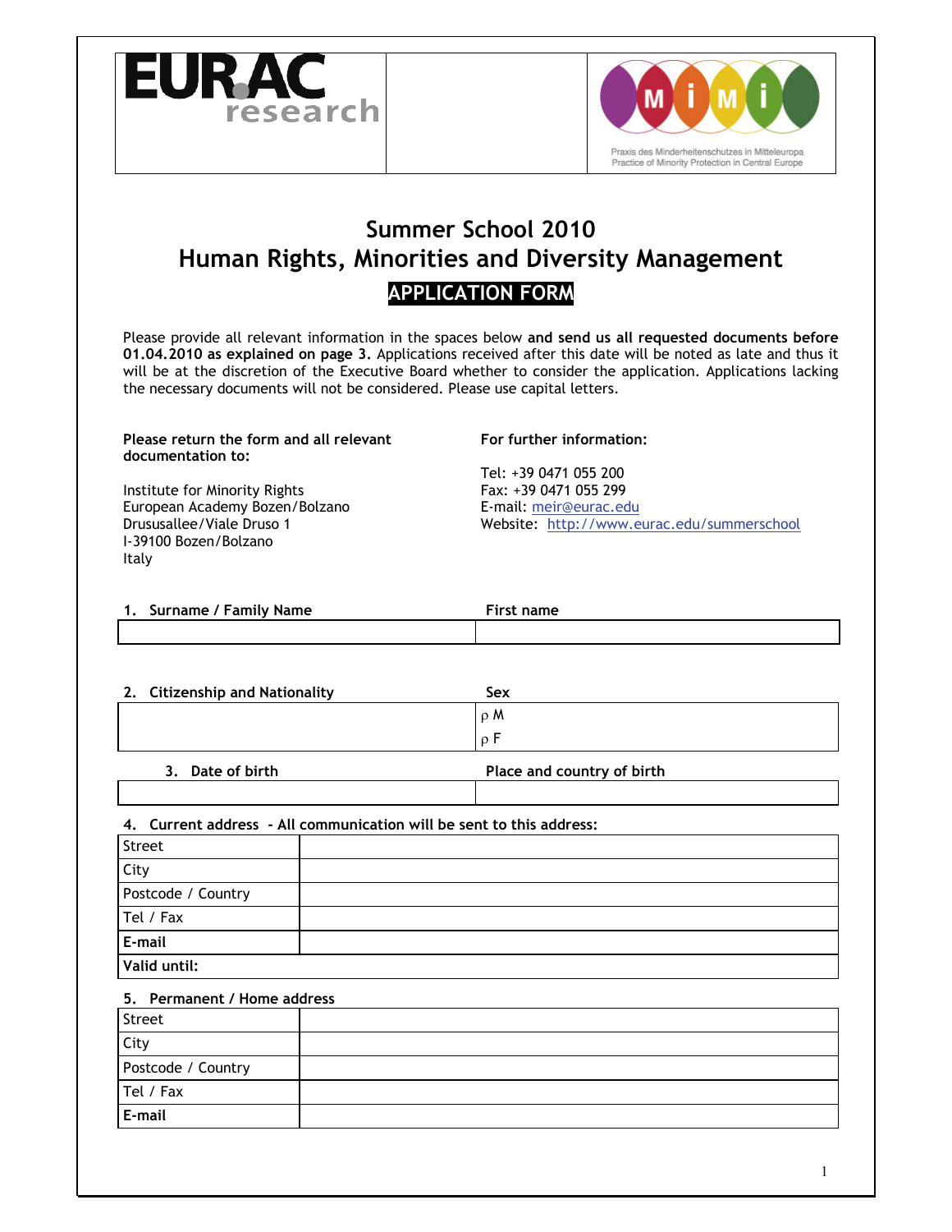EURAC research

Praxis des Minderheitenschutzes in Mitteleuropa
Practice of Minority Protection in Central Europe

# Summer School 2010
# Human Rights, Minorities and Diversity Management
## APPLICATION FORM

Please provide all relevant information in the spaces below **and send us all requested documents before 01.04.2010 as explained on page 3.** Applications received after this date will be noted as late and thus it will be at the discretion of the Executive Board whether to consider the application. Applications lacking the necessary documents will not be considered. Please use capital letters.

**Please return the form and all relevant documentation to:**

Institute for Minority Rights
European Academy Bozen/Bolzano
Drususallee/Viale Druso 1
I-39100 Bozen/Bolzano
Italy

**For further information:**

Tel: +39 0471 055 200
Fax: +39 0471 055 299
E-mail: meir@eurac.edu
Website: http://www.eurac.edu/summerschool

| 1. Surname / Family Name | First name |
|---|---|
| | |

| 2. Citizenship and Nationality | Sex |
|---|---|
| | ρ M<br>ρ F |

| 3. Date of birth | Place and country of birth |
|---|---|
| | |

**4. Current address - All communication will be sent to this address:**

| | |
|---|---|
| Street | |
| City | |
| Postcode / Country | |
| Tel / Fax | |
| **E-mail** | |
| **Valid until:** | |

**5. Permanent / Home address**

| | |
|---|---|
| Street | |
| City | |
| Postcode / Country | |
| Tel / Fax | |
| **E-mail** | |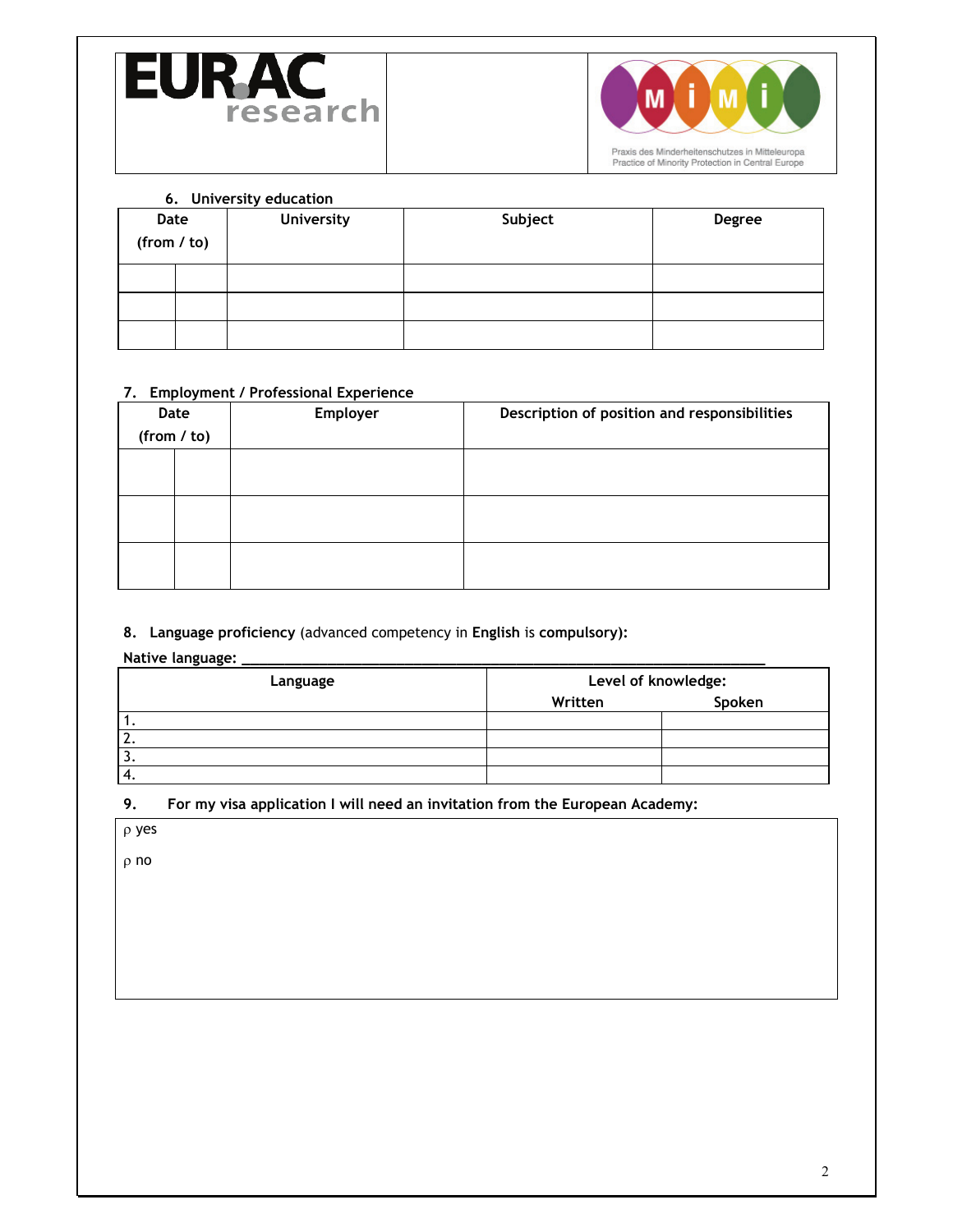### 6. University education

| Date (from / to) | | University | Subject | Degree |
|---|---|---|---|---|
| | | | | |
| | | | | |
| | | | | |

### 7. Employment / Professional Experience

| Date (from / to) | | Employer | Description of position and responsibilities |
|---|---|---|---|
| | | | |
| | | | |
| | | | |

### 8. Language proficiency (advanced competency in **English** is **compulsory**):

**Native language:** ____________________________________________________________

| Language | Level of knowledge: | |
|---|---|---|
| | Written | Spoken |
| 1. | | |
| 2. | | |
| 3. | | |
| 4. | | |

### 9. For my visa application I will need an invitation from the European Academy:

ρ yes

ρ no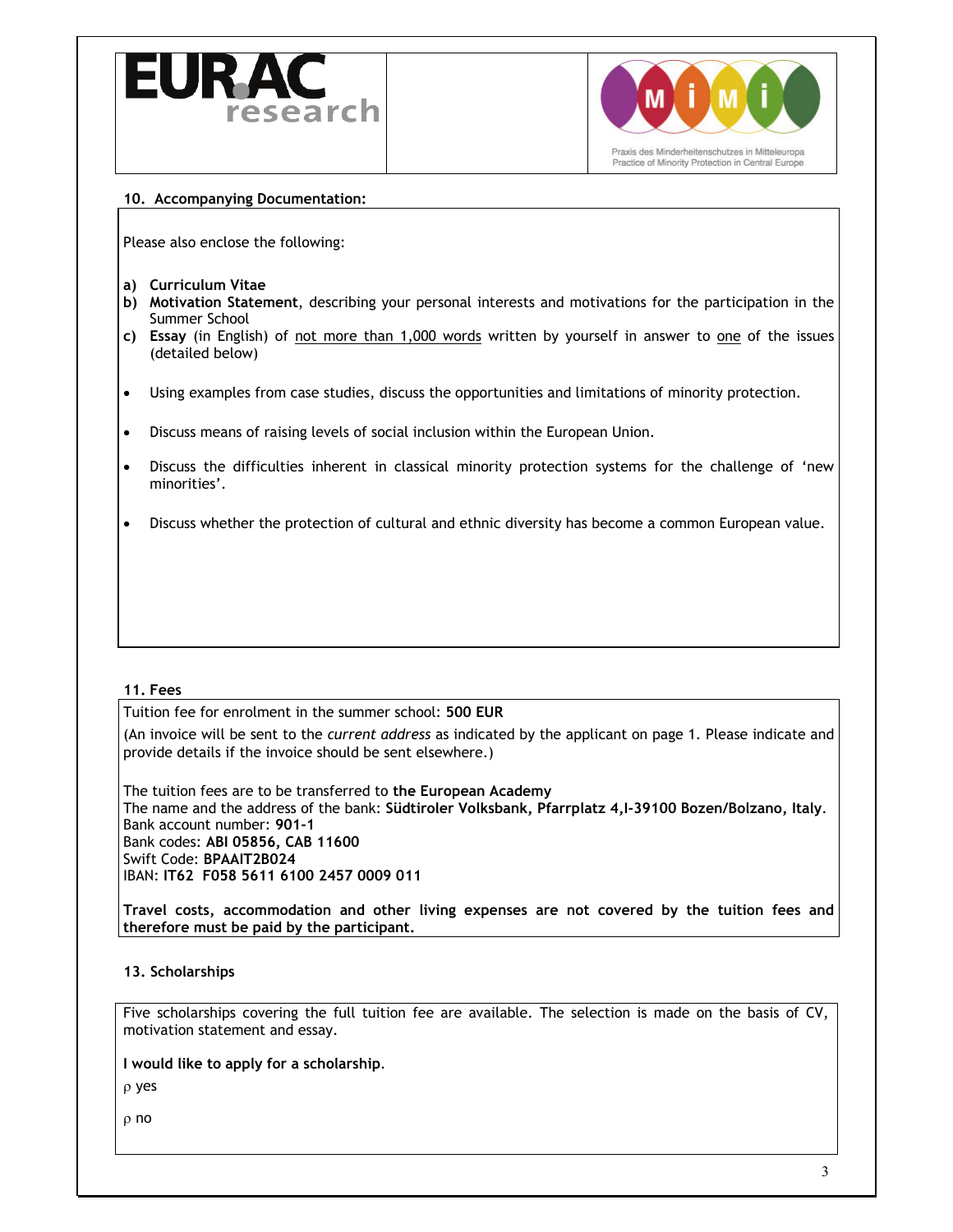EURAC research

Praxis des Minderheitenschutzes in Mitteleuropa
Practice of Minority Protection in Central Europe

**10. Accompanying Documentation:**

Please also enclose the following:

**a) Curriculum Vitae**
**b) Motivation Statement**, describing your personal interests and motivations for the participation in the Summer School
**c) Essay** (in English) of not more than 1,000 words written by yourself in answer to one of the issues (detailed below)

- Using examples from case studies, discuss the opportunities and limitations of minority protection.
- Discuss means of raising levels of social inclusion within the European Union.
- Discuss the difficulties inherent in classical minority protection systems for the challenge of 'new minorities'.
- Discuss whether the protection of cultural and ethnic diversity has become a common European value.

**11. Fees**

Tuition fee for enrolment in the summer school: **500 EUR**

(An invoice will be sent to the *current address* as indicated by the applicant on page 1. Please indicate and provide details if the invoice should be sent elsewhere.)

The tuition fees are to be transferred to **the European Academy**
The name and the address of the bank: **Südtiroler Volksbank, Pfarrplatz 4,I-39100 Bozen/Bolzano, Italy**.
Bank account number: **901-1**
Bank codes: **ABI 05856, CAB 11600**
Swift Code: **BPAAIT2B024**
IBAN: **IT62 F058 5611 6100 2457 0009 011**

**Travel costs, accommodation and other living expenses are not covered by the tuition fees and therefore must be paid by the participant.**

**13. Scholarships**

Five scholarships covering the full tuition fee are available. The selection is made on the basis of CV, motivation statement and essay.

**I would like to apply for a scholarship**.

ρ yes

ρ no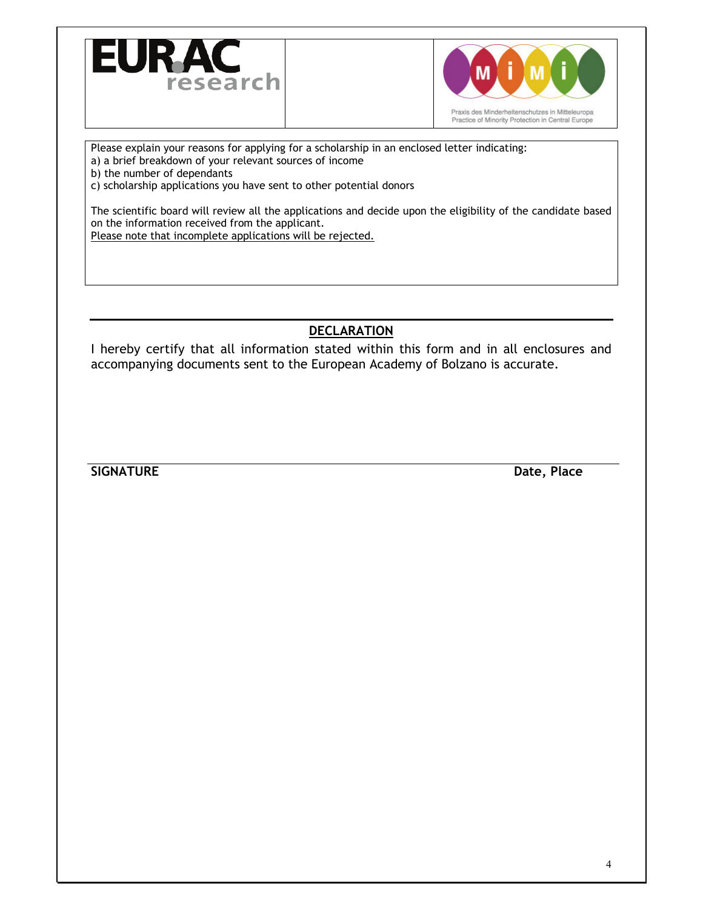EURAC research

Praxis des Minderheitenschutzes in Mitteleuropa
Practice of Minority Protection in Central Europe

Please explain your reasons for applying for a scholarship in an enclosed letter indicating:
a) a brief breakdown of your relevant sources of income
b) the number of dependants
c) scholarship applications you have sent to other potential donors

The scientific board will review all the applications and decide upon the eligibility of the candidate based on the information received from the applicant.
Please note that incomplete applications will be rejected.

## DECLARATION

I hereby certify that all information stated within this form and in all enclosures and accompanying documents sent to the European Academy of Bolzano is accurate.

**SIGNATURE** **Date, Place**